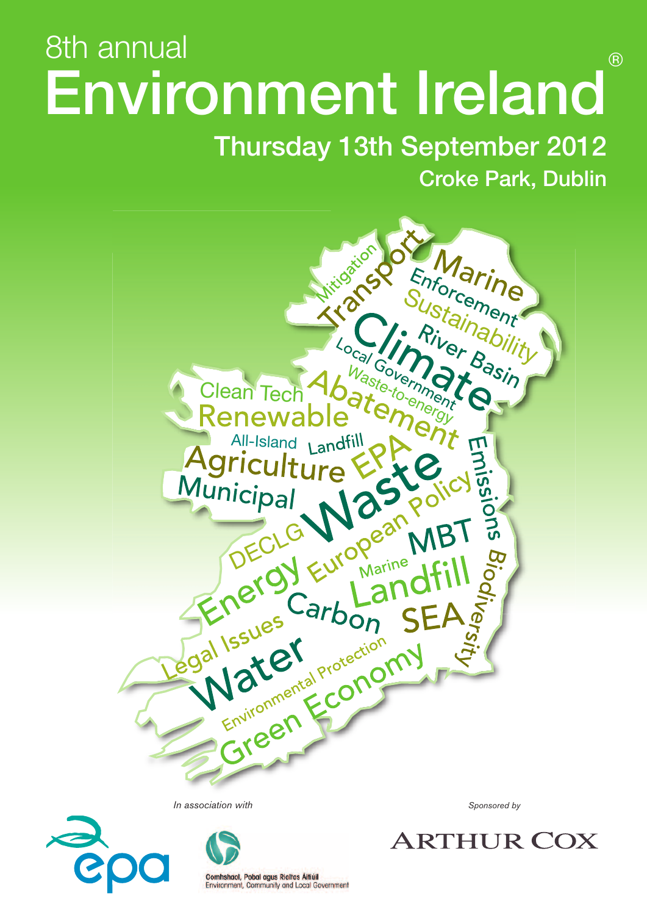# 8th annual Environment Ireland®

## Thursday 13th September 2012

### Croke Park, Dublin

Mitigation Transport Marine Enforcement Sustainability Climate River Basin Local Government Waste-to-energy Abatement Clean Tech Renewable All-Island Landfill Agriculture EPA Waste Emissions Municipal Policy DECLG European MBT Energy Marine Landfill Biodiversity Carbon SEA Legal Issues Water Environmental Protection Economy Green

*In association with*

epa

Comhshaol, Pobal agus Rialtas Áitiúil
Environment, Community and Local Government

*Sponsored by*

ARTHUR COX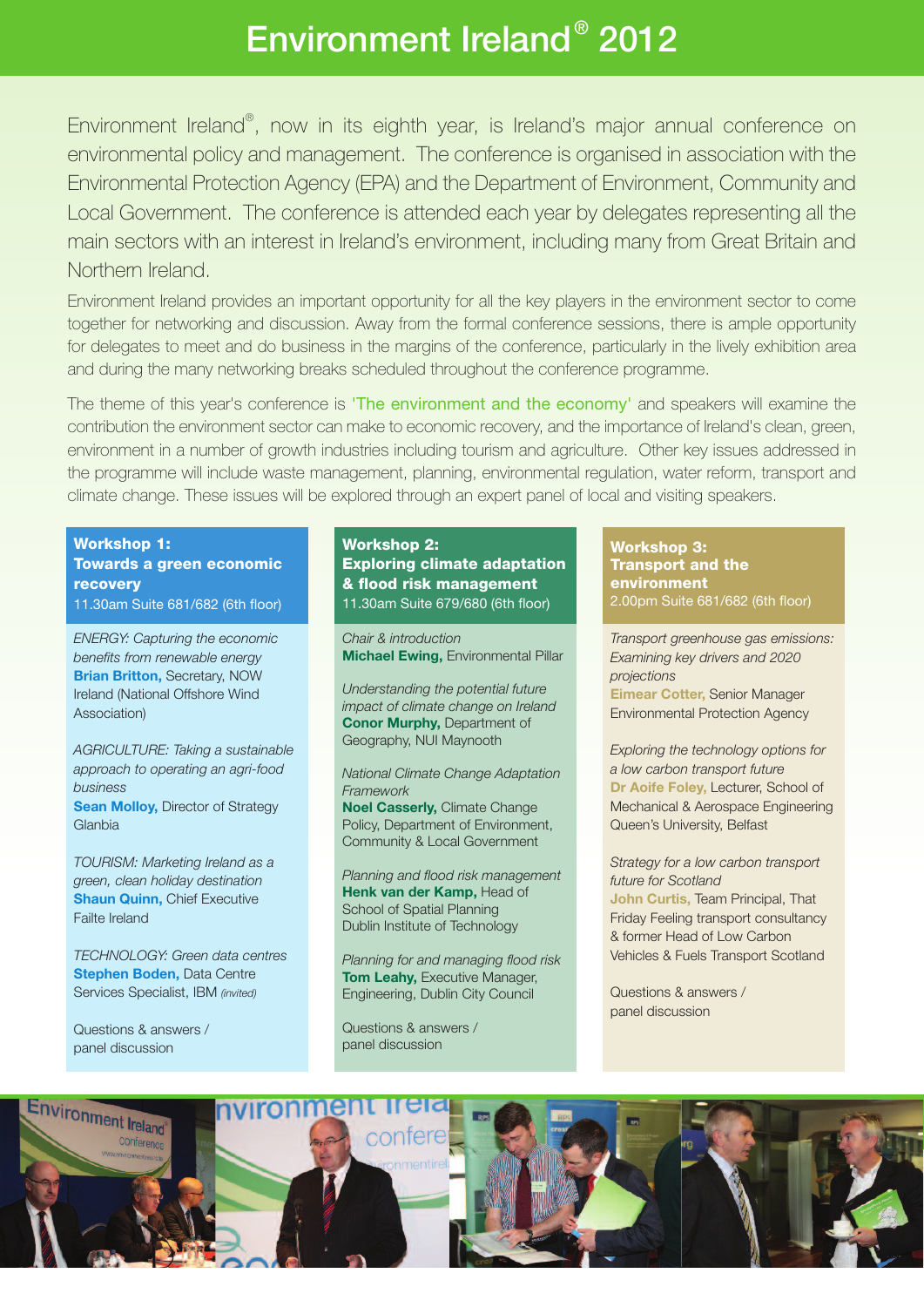# Environment Ireland® 2012

Environment Ireland®, now in its eighth year, is Ireland's major annual conference on environmental policy and management. The conference is organised in association with the Environmental Protection Agency (EPA) and the Department of Environment, Community and Local Government. The conference is attended each year by delegates representing all the main sectors with an interest in Ireland's environment, including many from Great Britain and Northern Ireland.

Environment Ireland provides an important opportunity for all the key players in the environment sector to come together for networking and discussion. Away from the formal conference sessions, there is ample opportunity for delegates to meet and do business in the margins of the conference, particularly in the lively exhibition area and during the many networking breaks scheduled throughout the conference programme.

The theme of this year's conference is 'The environment and the economy' and speakers will examine the contribution the environment sector can make to economic recovery, and the importance of Ireland's clean, green, environment in a number of growth industries including tourism and agriculture. Other key issues addressed in the programme will include waste management, planning, environmental regulation, water reform, transport and climate change. These issues will be explored through an expert panel of local and visiting speakers.

### Workshop 1: Towards a green economic recovery

11.30am Suite 681/682 (6th floor)

*ENERGY: Capturing the economic benefits from renewable energy*
**Brian Britton,** Secretary, NOW Ireland (National Offshore Wind Association)

*AGRICULTURE: Taking a sustainable approach to operating an agri-food business*
**Sean Molloy,** Director of Strategy Glanbia

*TOURISM: Marketing Ireland as a green, clean holiday destination*
**Shaun Quinn,** Chief Executive Failte Ireland

*TECHNOLOGY: Green data centres*
**Stephen Boden,** Data Centre Services Specialist, IBM *(invited)*

Questions & answers / panel discussion

### Workshop 2: Exploring climate adaptation & flood risk management

11.30am Suite 679/680 (6th floor)

*Chair & introduction*
**Michael Ewing,** Environmental Pillar

*Understanding the potential future impact of climate change on Ireland*
**Conor Murphy,** Department of Geography, NUI Maynooth

*National Climate Change Adaptation Framework*
**Noel Casserly,** Climate Change Policy, Department of Environment, Community & Local Government

*Planning and flood risk management*
**Henk van der Kamp,** Head of School of Spatial Planning Dublin Institute of Technology

*Planning for and managing flood risk*
**Tom Leahy,** Executive Manager, Engineering, Dublin City Council

Questions & answers / panel discussion

### Workshop 3: Transport and the environment

2.00pm Suite 681/682 (6th floor)

*Transport greenhouse gas emissions: Examining key drivers and 2020 projections*
**Eimear Cotter,** Senior Manager Environmental Protection Agency

*Exploring the technology options for a low carbon transport future*
**Dr Aoife Foley,** Lecturer, School of Mechanical & Aerospace Engineering Queen's University, Belfast

*Strategy for a low carbon transport future for Scotland*
**John Curtis,** Team Principal, That Friday Feeling transport consultancy & former Head of Low Carbon Vehicles & Fuels Transport Scotland

Questions & answers / panel discussion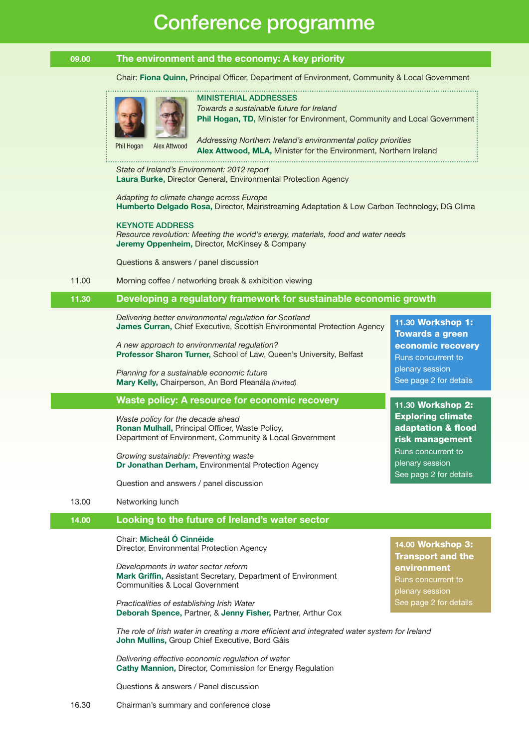# Conference programme

## 09.00 The environment and the economy: A key priority

Chair: **Fiona Quinn,** Principal Officer, Department of Environment, Community & Local Government

MINISTERIAL ADDRESSES

*Towards a sustainable future for Ireland*
**Phil Hogan, TD,** Minister for Environment, Community and Local Government

*Addressing Northern Ireland's environmental policy priorities*
**Alex Attwood, MLA,** Minister for the Environment, Northern Ireland

Phil Hogan    Alex Attwood

*State of Ireland's Environment: 2012 report*
**Laura Burke,** Director General, Environmental Protection Agency

*Adapting to climate change across Europe*
**Humberto Delgado Rosa,** Director, Mainstreaming Adaptation & Low Carbon Technology, DG Clima

KEYNOTE ADDRESS
*Resource revolution: Meeting the world's energy, materials, food and water needs*
**Jeremy Oppenheim,** Director, McKinsey & Company

Questions & answers / panel discussion

11.00 Morning coffee / networking break & exhibition viewing

## 11.30 Developing a regulatory framework for sustainable economic growth

*Delivering better environmental regulation for Scotland*
**James Curran,** Chief Executive, Scottish Environmental Protection Agency

*A new approach to environmental regulation?*
**Professor Sharon Turner,** School of Law, Queen's University, Belfast

*Planning for a sustainable economic future*
**Mary Kelly,** Chairperson, An Bord Pleanála *(invited)*

**11.30 Workshop 1: Towards a green economic recovery**
Runs concurrent to plenary session
See page 2 for details

## Waste policy: A resource for economic recovery

*Waste policy for the decade ahead*
**Ronan Mulhall,** Principal Officer, Waste Policy,
Department of Environment, Community & Local Government

*Growing sustainably: Preventing waste*
**Dr Jonathan Derham,** Environmental Protection Agency

Question and answers / panel discussion

**11.30 Workshop 2: Exploring climate adaptation & flood risk management**
Runs concurrent to plenary session
See page 2 for details

13.00 Networking lunch

## 14.00 Looking to the future of Ireland's water sector

Chair: **Micheál Ó Cinnéide**
Director, Environmental Protection Agency

*Developments in water sector reform*
**Mark Griffin,** Assistant Secretary, Department of Environment Communities & Local Government

*Practicalities of establishing Irish Water*
**Deborah Spence,** Partner, & **Jenny Fisher,** Partner, Arthur Cox

**14.00 Workshop 3: Transport and the environment**
Runs concurrent to plenary session
See page 2 for details

*The role of Irish water in creating a more efficient and integrated water system for Ireland*
**John Mullins,** Group Chief Executive, Bord Gáis

*Delivering effective economic regulation of water*
**Cathy Mannion,** Director, Commission for Energy Regulation

Questions & answers / Panel discussion

16.30 Chairman's summary and conference close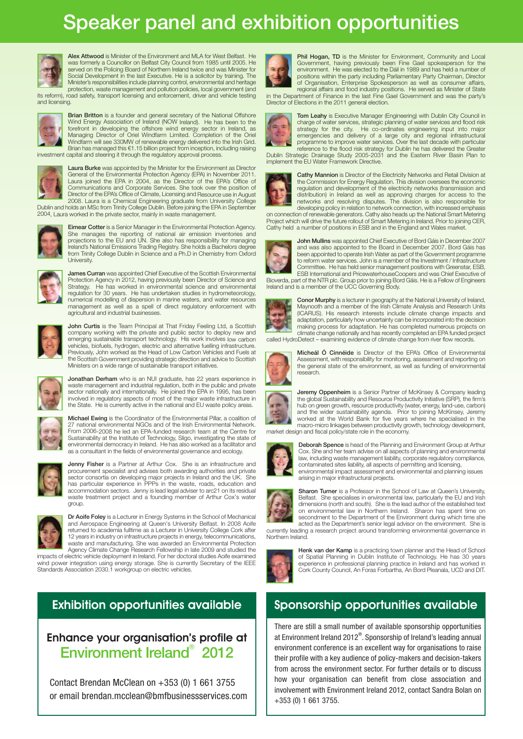# Speaker panel and exhibition opportunities

**Alex Attwood** is Minister of the Environment and MLA for West Belfast. He was formerly a Councillor on Belfast City Council from 1985 until 2005. He served on the Policing Board of Northern Ireland twice and was Minister for Social Development in the last Executive. He is a solicitor by training. The Minister's responsibilities include planning control, environmental and heritage protection, waste management and pollution policies, local government (and its reform), road safety, transport licensing and enforcement, driver and vehicle testing and licensing.

**Brian Britton** is a founder and general secretary of the National Offshore Wind Energy Association of Ireland (NOW Ireland). He has been to the forefront in developing the offshore wind energy sector in Ireland, as Managing Director of Oriel Windfarm Limited. Completion of the Oriel Windfarm will see 330MW of renewable energy delivered into the Irish Grid. Brian has managed this €1.15 billion project from inception, including raising investment capital and steering it through the regulatory approval process.

**Laura Burke** was appointed by the Minister for the Environment as Director General of the Environmental Protection Agency (EPA) in November 2011. Laura joined the EPA in 2004, as the Director of the EPA's Office of Communications and Corporate Services. She took over the position of Director of the EPA's Office of Climate, Licensing and Resource use in August 2008. Laura is a Chemical Engineering graduate from University College Dublin and holds an MSc from Trinity College Dublin. Before joining the EPA in September 2004, Laura worked in the private sector, mainly in waste management.

**Eimear Cotter** is a Senior Manager in the Environmental Protection Agency. She manages the reporting of national air emission inventories and projections to the EU and UN. She also has responsibility for managing Ireland's National Emissions Trading Registry. She holds a Bachelors degree from Trinity College Dublin in Science and a Ph.D in Chemistry from Oxford University.

**James Curran** was appointed Chief Executive of the Scottish Environmental Protection Agency in 2012, having previously been Director of Science and Strategy. He has worked in environmental science and environmental regulation for 30 years. He has undertaken studies in hydrometeorology, numerical modelling of dispersion in marine waters, and water resources management as well as a spell of direct regulatory enforcement with agricultural and industrial businesses.

**John Curtis** is the Team Principal at That Friday Feeling Ltd, a Scottish company working with the private and public sector to deploy new and emerging sustainable transport technology. His work involves low carbon vehicles, biofuels, hydrogen, electric and alternative fuelling infrastructure. Previously, John worked as the Head of Low Carbon Vehicles and Fuels at the Scottish Government providing strategic direction and advice to Scottish Ministers on a wide range of sustainable transport initiatives.

**Jonathan Derham** who is an NUI graduate, has 22 years experience in waste management and industrial regulation, both in the public and private sector nationally and internationally. He joined the EPA in 1995, has been involved in regulatory aspects of most of the major waste infrastructure in the State. He is currently active in the national and EU waste policy areas.

**Michael Ewing** is the Coordinator of the Environmental Pillar, a coalition of 27 national environmental NGOs and of the Irish Environmental Network. From 2006-2008 he led an EPA-funded research team at the Centre for Sustainability at the Institute of Technology, Sligo, investigating the state of environmental democracy in Ireland. He has also worked as a facilitator and as a consultant in the fields of environmental governance and ecology.

**Jenny Fisher** is a Partner at Arthur Cox. She is an infrastructure and procurement specialist and advises both awarding authorities and private sector consortia on developing major projects in Ireland and the UK. She has particular experience in PPPs in the waste, roads, education and accommodation sectors. Jenny is lead legal adviser to arc21 on its residual waste treatment project and a founding member of Arthur Cox's water group.

**Dr Aoife Foley** is a Lecturer in Energy Systems in the School of Mechanical and Aerospace Engineering at Queen's University Belfast. In 2008 Aoife returned to academia fulltime as a Lecturer in University College Cork after 12 years in industry on infrastructure projects in energy, telecommunications, waste and manufacturing. She was awarded an Environmental Protection Agency Climate Change Research Fellowship in late 2009 and studied the impacts of electric vehicle deployment in Ireland. For her doctoral studies Aoife examined wind power integration using energy storage. She is currently Secretary of the IEEE Standards Association 2030.1 workgroup on electric vehicles.

**Phil Hogan, TD** is the Minister for Environment, Community and Local Government, having previously been Fine Gael spokesperson for the environment. He was elected to the Dáil in 1989 and has held a number of positions within the party including Parliamentary Party Chairman, Director of Organisation, Enterprise Spokesperson as well as consumer affairs, regional affairs and food industry positions. He served as Minister of State in the Department of Finance in the last Fine Gael Government and was the party's Director of Elections in the 2011 general election.

**Tom Leahy** is Executive Manager (Engineering) with Dublin City Council in charge of water services, strategic planning of water services and flood risk strategy for the city. He co-ordinates engineering input into major emergencies and delivery of a large city and regional infrastructural programme to improve water services. Over the last decade with particular reference to the flood risk strategy for Dublin he has delivered the Greater Dublin Strategic Drainage Study 2005-2031 and the Eastern River Basin Plan to implement the EU Water Framework Directive.

**Cathy Mannion** is Director of the Electricity Networks and Retail Division at the Commission for Energy Regulation. This division oversees the economic regulation and development of the electricity networks (transmission and distribution) in Ireland as well as approving charges for access to the networks and resolving disputes. The division is also responsible for developing policy in relation to network connection, with increased emphasis on connection of renewable generators. Cathy also heads up the National Smart Metering Project which will drive the future rollout of Smart Metering in Ireland. Prior to joining CER, Cathy held a number of positions in ESB and in the England and Wales market.

**John Mullins** was appointed Chief Executive of Bord Gáis in December 2007 and was also appointed to the Board in December 2007. Bord Gáis has been appointed to operate Irish Water as part of the Government programme to reform water services. John is a member of the Investment / Infrastructure Committee. He has held senior management positions with Greenstar, ESB, ESB International and PricewaterhouseCoopers and was Chief Executive of Bioverda, part of the NTR plc. Group prior to joining Bord Gáis. He is a Fellow of Engineers Ireland and is a member of the UCC Governing Body.

**Conor Murphy** is a lecturer in geography at the National University of Ireland, Maynooth and a member of the Irish Climate Analysis and Research Units (ICARUS). His research interests include climate change impacts and adaptation, particularly how uncertainty can be incorporated into the decision making process for adaptation. He has completed numerous projects on climate change nationally and has recently completed an EPA funded project called HydroDetect – examining evidence of climate change from river flow records.

**Micheál Ó Cinnéide** is Director of the EPA's Office of Environmental Assessment, with responsibility for monitoring, assessment and reporting on the general state of the environment, as well as funding of environmental research.

**Jeremy Oppenheim** is a Senior Partner of McKinsey & Company leading the global Sustainability and Resource Productivity Initiative (SRP), the firm's hub on green growth, resource productivity (water, energy, land-use, carbon) and the wider sustainability agenda. Prior to joining McKinsey, Jeremy worked at the World Bank for five years where he specialised in the macro-micro linkages between productivity growth, technology development, market design and fiscal policy/state role in the economy.

**Deborah Spence** is head of the Planning and Environment Group at Arthur Cox. She and her team advise on all aspects of planning and environmental law, including waste management liability, corporate regulatory compliance, contaminated sites liability, all aspects of permitting and licensing, environmental impact assessment and environmental and planning issues arising in major infrastructural projects.

**Sharon Turner** is a Professor in the School of Law at Queen's University, Belfast. She specialises in environmental law, particularly the EU and Irish dimensions (north and south). She is the lead author of the established text on environmental law in Northern Ireland. Sharon has spent time on secondment to the Department of the Environment during which time she acted as the Department's senior legal advisor on the environment. She is currently leading a research project around transforming environmental governance in Northern Ireland.

**Henk van der Kamp** is a practicing town planner and the Head of School of Spatial Planning in Dublin Institute of Technology. He has 30 years experience in professional planning practice in Ireland and has worked in Cork County Council, An Foras Forbartha, An Bord Pleanala, UCD and DIT.

## Exhibition opportunities available

### Enhance your organisation's profile at Environment Ireland® 2012

Contact Brendan McClean on +353 (0) 1 661 3755 or email brendan.mcclean@bmfbusinessservices.com

## Sponsorship opportunities available

There are still a small number of available sponsorship opportunities at Environment Ireland 2012®. Sponsorship of Ireland's leading annual environment conference is an excellent way for organisations to raise their profile with a key audience of policy-makers and decision-takers from across the environment sector. For further details or to discuss how your organisation can benefit from close association and involvement with Environment Ireland 2012, contact Sandra Bolan on +353 (0) 1 661 3755.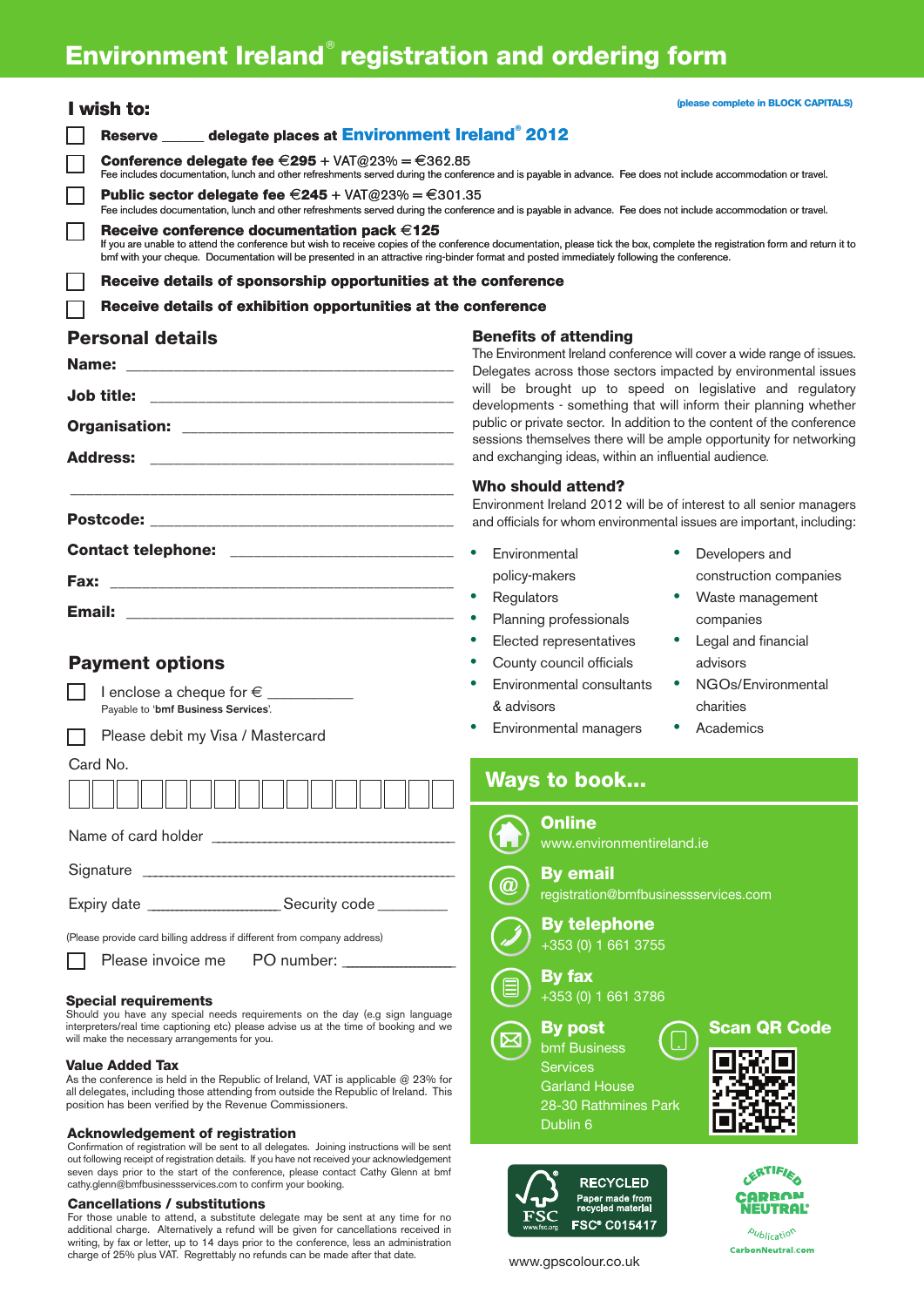# Environment Ireland® registration and ordering form

## I wish to:

(please complete in BLOCK CAPITALS)

- ☐ **Reserve ______ delegate places at Environment Ireland® 2012**
- ☐ **Conference delegate fee €295** + VAT@23% = €362.85
  Fee includes documentation, lunch and other refreshments served during the conference and is payable in advance. Fee does not include accommodation or travel.
- ☐ **Public sector delegate fee €245** + VAT@23% = €301.35
  Fee includes documentation, lunch and other refreshments served during the conference and is payable in advance. Fee does not include accommodation or travel.
- ☐ **Receive conference documentation pack €125**
  If you are unable to attend the conference but wish to receive copies of the conference documentation, please tick the box, complete the registration form and return it to bmf with your cheque. Documentation will be presented in an attractive ring-binder format and posted immediately following the conference.
- ☐ **Receive details of sponsorship opportunities at the conference**
- ☐ **Receive details of exhibition opportunities at the conference**

## Personal details

**Name:** ______________________________

**Job title:** ______________________________

**Organisation:** ______________________________

**Address:** ______________________________

______________________________

**Postcode:** ______________________________

**Contact telephone:** ______________________________

**Fax:** ______________________________

**Email:** ______________________________

## Payment options

☐ I enclose a cheque for € __________
Payable to '**bmf Business Services**'.

☐ Please debit my Visa / Mastercard

Card No. ☐☐☐☐☐☐☐☐☐☐☐☐☐☐☐☐

Name of card holder ______________________________

Signature ______________________________

Expiry date ______________ Security code ________

(Please provide card billing address if different from company address)

☐ Please invoice me    PO number: ______________

### Special requirements

Should you have any special needs requirements on the day (e.g sign language interpreters/real time captioning etc) please advise us at the time of booking and we will make the necessary arrangements for you.

### Value Added Tax

As the conference is held in the Republic of Ireland, VAT is applicable @ 23% for all delegates, including those attending from outside the Republic of Ireland. This position has been verified by the Revenue Commissioners.

### Acknowledgement of registration

Confirmation of registration will be sent to all delegates. Joining instructions will be sent out following receipt of registration details. If you have not received your acknowledgement seven days prior to the start of the conference, please contact Cathy Glenn at bmf cathy.glenn@bmfbusinessservices.com to confirm your booking.

### Cancellations / substitutions

For those unable to attend, a substitute delegate may be sent at any time for no additional charge. Alternatively a refund will be given for cancellations received in writing, by fax or letter, up to 14 days prior to the conference, less an administration charge of 25% plus VAT. Regrettably no refunds can be made after that date.

### Benefits of attending

The Environment Ireland conference will cover a wide range of issues. Delegates across those sectors impacted by environmental issues will be brought up to speed on legislative and regulatory developments - something that will inform their planning whether public or private sector. In addition to the content of the conference sessions themselves there will be ample opportunity for networking and exchanging ideas, within an influential audience.

### Who should attend?

Environment Ireland 2012 will be of interest to all senior managers and officials for whom environmental issues are important, including:

- Environmental policy-makers
- Regulators
- Planning professionals
- Elected representatives
- County council officials
- Environmental consultants & advisors
- Environmental managers
- Developers and construction companies
- Waste management companies
- Legal and financial advisors
- NGOs/Environmental charities
- Academics

## Ways to book...

**Online**
www.environmentireland.ie

**By email**
registration@bmfbusinessservices.com

**By telephone**
+353 (0) 1 661 3755

**By fax**
+353 (0) 1 661 3786

**By post**
bmf Business Services
Garland House
28-30 Rathmines Park
Dublin 6

**Scan QR Code**

RECYCLED Paper made from recycled material FSC® C015417

CERTIFIED CARBON NEUTRAL Publication CarbonNeutral.com

www.gpscolour.co.uk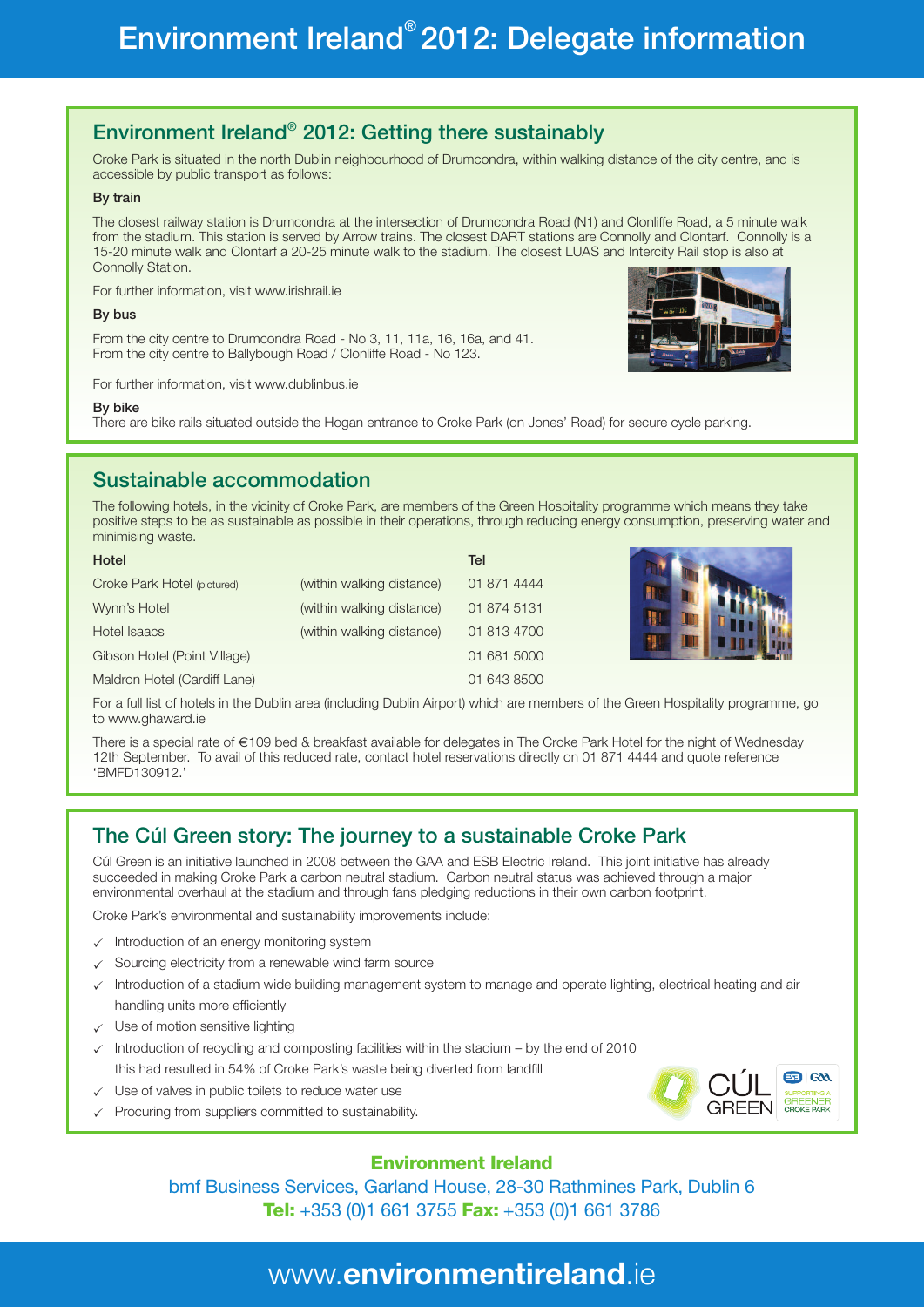# Environment Ireland® 2012: Delegate information

## Environment Ireland® 2012: Getting there sustainably

Croke Park is situated in the north Dublin neighbourhood of Drumcondra, within walking distance of the city centre, and is accessible by public transport as follows:

**By train**

The closest railway station is Drumcondra at the intersection of Drumcondra Road (N1) and Clonliffe Road, a 5 minute walk from the stadium. This station is served by Arrow trains. The closest DART stations are Connolly and Clontarf. Connolly is a 15-20 minute walk and Clontarf a 20-25 minute walk to the stadium. The closest LUAS and Intercity Rail stop is also at Connolly Station.

For further information, visit www.irishrail.ie

**By bus**

From the city centre to Drumcondra Road - No 3, 11, 11a, 16, 16a, and 41.
From the city centre to Ballybough Road / Clonliffe Road - No 123.

For further information, visit www.dublinbus.ie

**By bike**

There are bike rails situated outside the Hogan entrance to Croke Park (on Jones' Road) for secure cycle parking.

## Sustainable accommodation

The following hotels, in the vicinity of Croke Park, are members of the Green Hospitality programme which means they take positive steps to be as sustainable as possible in their operations, through reducing energy consumption, preserving water and minimising waste.

| Hotel | | Tel |
|---|---|---|
| Croke Park Hotel (pictured) | (within walking distance) | 01 871 4444 |
| Wynn's Hotel | (within walking distance) | 01 874 5131 |
| Hotel Isaacs | (within walking distance) | 01 813 4700 |
| Gibson Hotel (Point Village) | | 01 681 5000 |
| Maldron Hotel (Cardiff Lane) | | 01 643 8500 |

For a full list of hotels in the Dublin area (including Dublin Airport) which are members of the Green Hospitality programme, go to www.ghaward.ie

There is a special rate of €109 bed & breakfast available for delegates in The Croke Park Hotel for the night of Wednesday 12th September. To avail of this reduced rate, contact hotel reservations directly on 01 871 4444 and quote reference 'BMFD130912.'

## The Cúl Green story: The journey to a sustainable Croke Park

Cúl Green is an initiative launched in 2008 between the GAA and ESB Electric Ireland. This joint initiative has already succeeded in making Croke Park a carbon neutral stadium. Carbon neutral status was achieved through a major environmental overhaul at the stadium and through fans pledging reductions in their own carbon footprint.

Croke Park's environmental and sustainability improvements include:

- ✓ Introduction of an energy monitoring system
- ✓ Sourcing electricity from a renewable wind farm source
- ✓ Introduction of a stadium wide building management system to manage and operate lighting, electrical heating and air handling units more efficiently
- ✓ Use of motion sensitive lighting
- ✓ Introduction of recycling and composting facilities within the stadium – by the end of 2010 this had resulted in 54% of Croke Park's waste being diverted from landfill
- ✓ Use of valves in public toilets to reduce water use
- ✓ Procuring from suppliers committed to sustainability.

CÚL GREEN — SUPPORTING A GREENER CROKE PARK

**Environment Ireland**

bmf Business Services, Garland House, 28-30 Rathmines Park, Dublin 6

**Tel:** +353 (0)1 661 3755 **Fax:** +353 (0)1 661 3786

www.**environmentireland**.ie